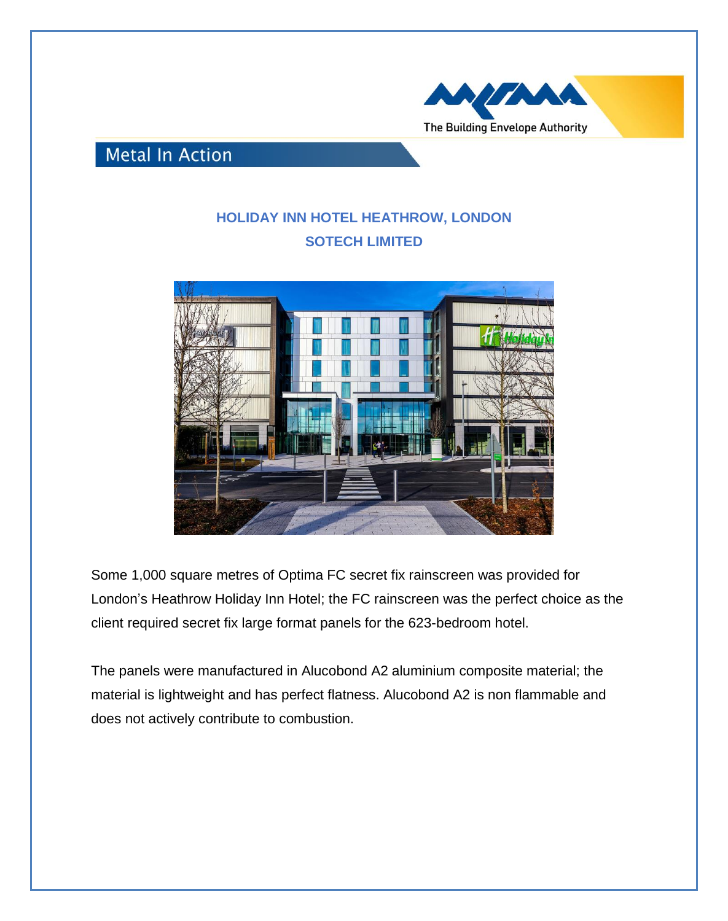The Building Envelope Authority

## Metal In Action

### HOLIDAY INN HOTEL HEATHROW, LONDON
### SOTECH LIMITED

Some 1,000 square metres of Optima FC secret fix rainscreen was provided for London's Heathrow Holiday Inn Hotel; the FC rainscreen was the perfect choice as the client required secret fix large format panels for the 623-bedroom hotel.

The panels were manufactured in Alucobond A2 aluminium composite material; the material is lightweight and has perfect flatness. Alucobond A2 is non flammable and does not actively contribute to combustion.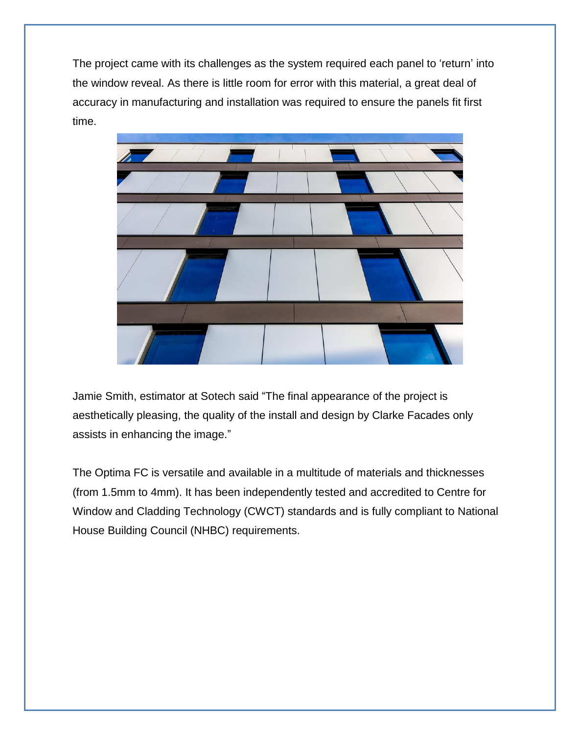The project came with its challenges as the system required each panel to 'return' into the window reveal. As there is little room for error with this material, a great deal of accuracy in manufacturing and installation was required to ensure the panels fit first time.

Jamie Smith, estimator at Sotech said "The final appearance of the project is aesthetically pleasing, the quality of the install and design by Clarke Facades only assists in enhancing the image."

The Optima FC is versatile and available in a multitude of materials and thicknesses (from 1.5mm to 4mm). It has been independently tested and accredited to Centre for Window and Cladding Technology (CWCT) standards and is fully compliant to National House Building Council (NHBC) requirements.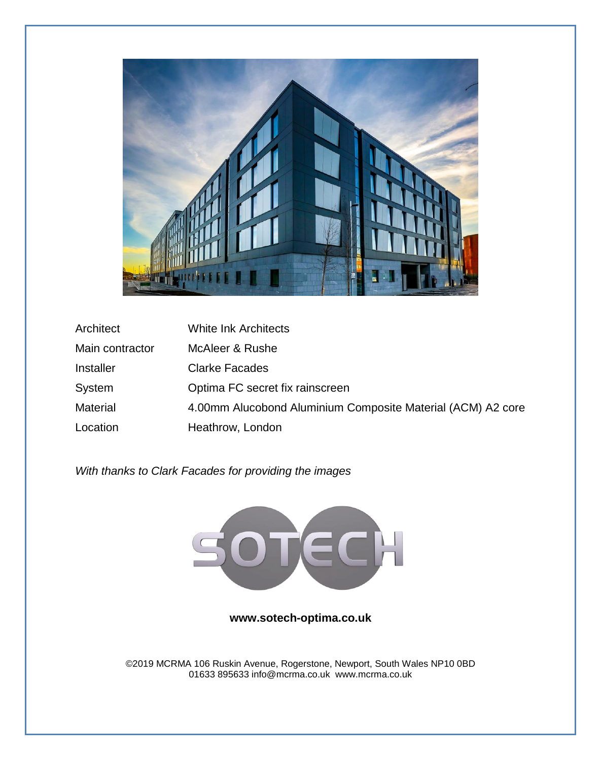| | |
|---|---|
| Architect | White Ink Architects |
| Main contractor | McAleer & Rushe |
| Installer | Clarke Facades |
| System | Optima FC secret fix rainscreen |
| Material | 4.00mm Alucobond Aluminium Composite Material (ACM) A2 core |
| Location | Heathrow, London |

*With thanks to Clark Facades for providing the images*

**www.sotech-optima.co.uk**

©2019 MCRMA 106 Ruskin Avenue, Rogerstone, Newport, South Wales NP10 0BD
01633 895633 info@mcrma.co.uk www.mcrma.co.uk